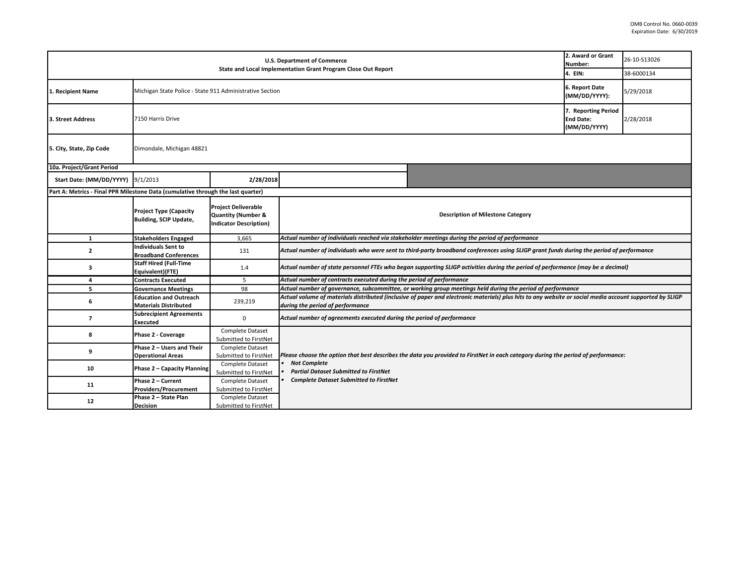OMB Control No. 0660-0039
Expiration Date: 6/30/2019

| U.S. Department of Commerce<br>State and Local Implementation Grant Program Close Out Report | | | | 2. Award or Grant Number: | 26-10-S13026 |
|---|---|---|---|---|---|
| | | | | 4. EIN: | 38-6000134 |
| 1. Recipient Name | Michigan State Police - State 911 Administrative Section | | | 6. Report Date (MM/DD/YYYY): | 5/29/2018 |
| 3. Street Address | 7150 Harris Drive | | | 7. Reporting Period End Date: (MM/DD/YYYY) | 2/28/2018 |
| 5. City, State, Zip Code | Dimondale, Michigan 48821 | | | | |
| 10a. Project/Grant Period | | | | | |
| Start Date: (MM/DD/YYYY) | 9/1/2013 | 2/28/2018 | | | |

**Part A: Metrics - Final PPR Milestone Data (cumulative through the last quarter)**

| | Project Type (Capacity Building, SCIP Update, | Project Deliverable Quantity (Number & Indicator Description) | Description of Milestone Category |
|---|---|---|---|
| 1 | Stakeholders Engaged | 3,665 | *Actual number of individuals reached via stakeholder meetings during the period of performance* |
| 2 | Individuals Sent to Broadband Conferences | 131 | *Actual number of individuals who were sent to third-party broadband conferences using SLIGP grant funds during the period of performance* |
| 3 | Staff Hired (Full-Time Equivalent)(FTE) | 1.4 | *Actual number of state personnel FTEs who began supporting SLIGP activities during the period of performance (may be a decimal)* |
| 4 | Contracts Executed | 5 | *Actual number of contracts executed during the period of performance* |
| 5 | Governance Meetings | 98 | *Actual number of governance, subcommittee, or working group meetings held during the period of performance* |
| 6 | Education and Outreach Materials Distributed | 239,219 | *Actual volume of materials distributed (inclusive of paper and electronic materials) plus hits to any website or social media account supported by SLIGP during the period of performance* |
| 7 | Subrecipient Agreements Executed | 0 | *Actual number of agreements executed during the period of performance* |
| 8 | Phase 2 - Coverage | Complete Dataset Submitted to FirstNet | *Please choose the option that best describes the data you provided to FirstNet in each category during the period of performance:*<br>• *Not Complete*<br>• *Partial Dataset Submitted to FirstNet*<br>• *Complete Dataset Submitted to FirstNet* |
| 9 | Phase 2 – Users and Their Operational Areas | Complete Dataset Submitted to FirstNet | |
| 10 | Phase 2 – Capacity Planning | Complete Dataset Submitted to FirstNet | |
| 11 | Phase 2 – Current Providers/Procurement | Complete Dataset Submitted to FirstNet | |
| 12 | Phase 2 – State Plan Decision | Complete Dataset Submitted to FirstNet | |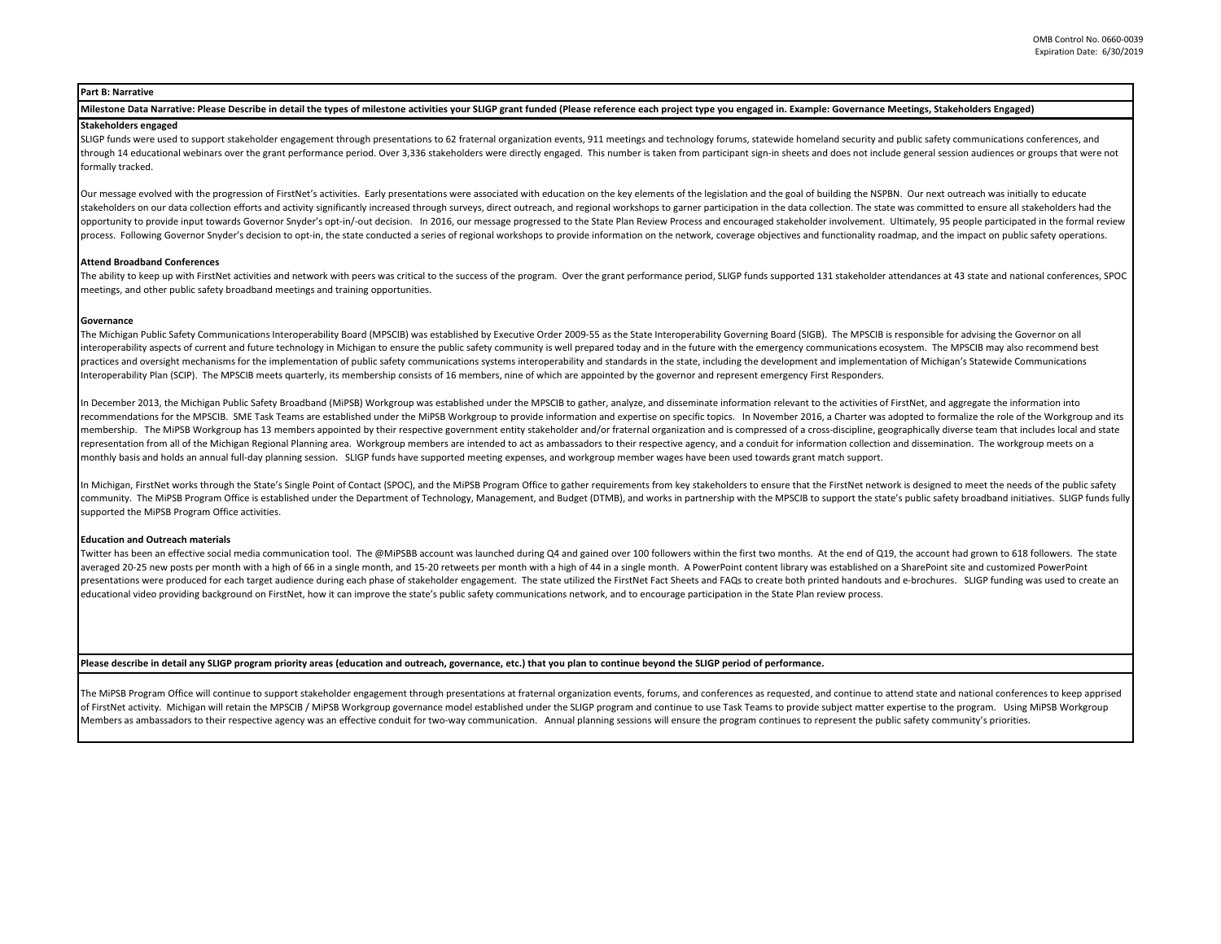## Part B: Narrative

**Milestone Data Narrative: Please Describe in detail the types of milestone activities your SLIGP grant funded (Please reference each project type you engaged in. Example: Governance Meetings, Stakeholders Engaged)**

### Stakeholders engaged

SLIGP funds were used to support stakeholder engagement through presentations to 62 fraternal organization events, 911 meetings and technology forums, statewide homeland security and public safety communications conferences, and through 14 educational webinars over the grant performance period. Over 3,336 stakeholders were directly engaged. This number is taken from participant sign-in sheets and does not include general session audiences or groups that were not formally tracked.

Our message evolved with the progression of FirstNet's activities. Early presentations were associated with education on the key elements of the legislation and the goal of building the NSPBN. Our next outreach was initially to educate stakeholders on our data collection efforts and activity significantly increased through surveys, direct outreach, and regional workshops to garner participation in the data collection. The state was committed to ensure all stakeholders had the opportunity to provide input towards Governor Snyder's opt-in/-out decision. In 2016, our message progressed to the State Plan Review Process and encouraged stakeholder involvement. Ultimately, 95 people participated in the formal review process. Following Governor Snyder's decision to opt-in, the state conducted a series of regional workshops to provide information on the network, coverage objectives and functionality roadmap, and the impact on public safety operations.

### Attend Broadband Conferences

The ability to keep up with FirstNet activities and network with peers was critical to the success of the program. Over the grant performance period, SLIGP funds supported 131 stakeholder attendances at 43 state and national conferences, SPOC meetings, and other public safety broadband meetings and training opportunities.

### Governance

The Michigan Public Safety Communications Interoperability Board (MPSCIB) was established by Executive Order 2009-55 as the State Interoperability Governing Board (SIGB). The MPSCIB is responsible for advising the Governor on all interoperability aspects of current and future technology in Michigan to ensure the public safety community is well prepared today and in the future with the emergency communications ecosystem. The MPSCIB may also recommend best practices and oversight mechanisms for the implementation of public safety communications systems interoperability and standards in the state, including the development and implementation of Michigan's Statewide Communications Interoperability Plan (SCIP). The MPSCIB meets quarterly, its membership consists of 16 members, nine of which are appointed by the governor and represent emergency First Responders.

In December 2013, the Michigan Public Safety Broadband (MiPSB) Workgroup was established under the MPSCIB to gather, analyze, and disseminate information relevant to the activities of FirstNet, and aggregate the information into recommendations for the MPSCIB. SME Task Teams are established under the MiPSB Workgroup to provide information and expertise on specific topics. In November 2016, a Charter was adopted to formalize the role of the Workgroup and its membership. The MiPSB Workgroup has 13 members appointed by their respective government entity stakeholder and/or fraternal organization and is compressed of a cross-discipline, geographically diverse team that includes local and state representation from all of the Michigan Regional Planning area. Workgroup members are intended to act as ambassadors to their respective agency, and a conduit for information collection and dissemination. The workgroup meets on a monthly basis and holds an annual full-day planning session. SLIGP funds have supported meeting expenses, and workgroup member wages have been used towards grant match support.

In Michigan, FirstNet works through the State's Single Point of Contact (SPOC), and the MiPSB Program Office to gather requirements from key stakeholders to ensure that the FirstNet network is designed to meet the needs of the public safety community. The MiPSB Program Office is established under the Department of Technology, Management, and Budget (DTMB), and works in partnership with the MPSCIB to support the state's public safety broadband initiatives. SLIGP funds fully supported the MiPSB Program Office activities.

### Education and Outreach materials

Twitter has been an effective social media communication tool. The @MiPSBB account was launched during Q4 and gained over 100 followers within the first two months. At the end of Q19, the account had grown to 618 followers. The state averaged 20-25 new posts per month with a high of 66 in a single month, and 15-20 retweets per month with a high of 44 in a single month. A PowerPoint content library was established on a SharePoint site and customized PowerPoint presentations were produced for each target audience during each phase of stakeholder engagement. The state utilized the FirstNet Fact Sheets and FAQs to create both printed handouts and e-brochures. SLIGP funding was used to create an educational video providing background on FirstNet, how it can improve the state's public safety communications network, and to encourage participation in the State Plan review process.

**Please describe in detail any SLIGP program priority areas (education and outreach, governance, etc.) that you plan to continue beyond the SLIGP period of performance.**

The MiPSB Program Office will continue to support stakeholder engagement through presentations at fraternal organization events, forums, and conferences as requested, and continue to attend state and national conferences to keep apprised of FirstNet activity. Michigan will retain the MPSCIB / MiPSB Workgroup governance model established under the SLIGP program and continue to use Task Teams to provide subject matter expertise to the program. Using MiPSB Workgroup Members as ambassadors to their respective agency was an effective conduit for two-way communication. Annual planning sessions will ensure the program continues to represent the public safety community's priorities.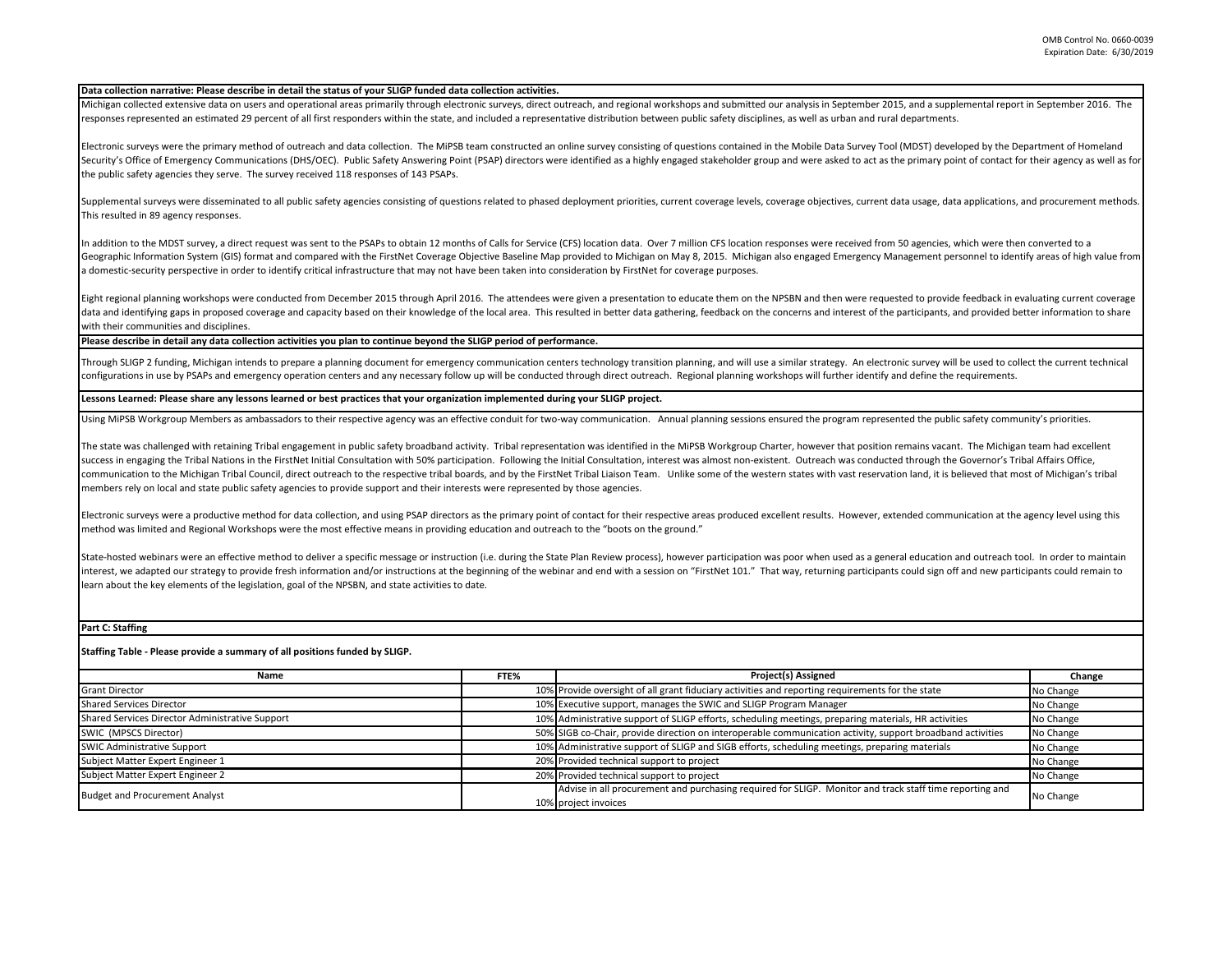**Data collection narrative: Please describe in detail the status of your SLIGP funded data collection activities.**

Michigan collected extensive data on users and operational areas primarily through electronic surveys, direct outreach, and regional workshops and submitted our analysis in September 2015, and a supplemental report in September 2016. The responses represented an estimated 29 percent of all first responders within the state, and included a representative distribution between public safety disciplines, as well as urban and rural departments.

Electronic surveys were the primary method of outreach and data collection. The MiPSB team constructed an online survey consisting of questions contained in the Mobile Data Survey Tool (MDST) developed by the Department of Homeland Security's Office of Emergency Communications (DHS/OEC). Public Safety Answering Point (PSAP) directors were identified as a highly engaged stakeholder group and were asked to act as the primary point of contact for their agency as well as for the public safety agencies they serve. The survey received 118 responses of 143 PSAPs.

Supplemental surveys were disseminated to all public safety agencies consisting of questions related to phased deployment priorities, current coverage levels, coverage objectives, current data usage, data applications, and procurement methods. This resulted in 89 agency responses.

In addition to the MDST survey, a direct request was sent to the PSAPs to obtain 12 months of Calls for Service (CFS) location data. Over 7 million CFS location responses were received from 50 agencies, which were then converted to a Geographic Information System (GIS) format and compared with the FirstNet Coverage Objective Baseline Map provided to Michigan on May 8, 2015. Michigan also engaged Emergency Management personnel to identify areas of high value from a domestic-security perspective in order to identify critical infrastructure that may not have been taken into consideration by FirstNet for coverage purposes.

Eight regional planning workshops were conducted from December 2015 through April 2016. The attendees were given a presentation to educate them on the NPSBN and then were requested to provide feedback in evaluating current coverage data and identifying gaps in proposed coverage and capacity based on their knowledge of the local area. This resulted in better data gathering, feedback on the concerns and interest of the participants, and provided better information to share with their communities and disciplines.

**Please describe in detail any data collection activities you plan to continue beyond the SLIGP period of performance.**

Through SLIGP 2 funding, Michigan intends to prepare a planning document for emergency communication centers technology transition planning, and will use a similar strategy. An electronic survey will be used to collect the current technical configurations in use by PSAPs and emergency operation centers and any necessary follow up will be conducted through direct outreach. Regional planning workshops will further identify and define the requirements.

**Lessons Learned: Please share any lessons learned or best practices that your organization implemented during your SLIGP project.**

Using MiPSB Workgroup Members as ambassadors to their respective agency was an effective conduit for two-way communication. Annual planning sessions ensured the program represented the public safety community's priorities.

The state was challenged with retaining Tribal engagement in public safety broadband activity. Tribal representation was identified in the MiPSB Workgroup Charter, however that position remains vacant. The Michigan team had excellent success in engaging the Tribal Nations in the FirstNet Initial Consultation with 50% participation. Following the Initial Consultation, interest was almost non-existent. Outreach was conducted through the Governor's Tribal Affairs Office, communication to the Michigan Tribal Council, direct outreach to the respective tribal boards, and by the FirstNet Tribal Liaison Team. Unlike some of the western states with vast reservation land, it is believed that most of Michigan's tribal members rely on local and state public safety agencies to provide support and their interests were represented by those agencies.

Electronic surveys were a productive method for data collection, and using PSAP directors as the primary point of contact for their respective areas produced excellent results. However, extended communication at the agency level using this method was limited and Regional Workshops were the most effective means in providing education and outreach to the "boots on the ground."

State-hosted webinars were an effective method to deliver a specific message or instruction (i.e. during the State Plan Review process), however participation was poor when used as a general education and outreach tool. In order to maintain interest, we adapted our strategy to provide fresh information and/or instructions at the beginning of the webinar and end with a session on "FirstNet 101." That way, returning participants could sign off and new participants could remain to learn about the key elements of the legislation, goal of the NPSBN, and state activities to date.

**Part C: Staffing**

**Staffing Table - Please provide a summary of all positions funded by SLIGP.**

| Name | FTE% | Project(s) Assigned | Change |
|---|---|---|---|
| Grant Director | 10% | Provide oversight of all grant fiduciary activities and reporting requirements for the state | No Change |
| Shared Services Director | 10% | Executive support, manages the SWIC and SLIGP Program Manager | No Change |
| Shared Services Director Administrative Support | 10% | Administrative support of SLIGP efforts, scheduling meetings, preparing materials, HR activities | No Change |
| SWIC (MPSCS Director) | 50% | SIGB co-Chair, provide direction on interoperable communication activity, support broadband activities | No Change |
| SWIC Administrative Support | 10% | Administrative support of SLIGP and SIGB efforts, scheduling meetings, preparing materials | No Change |
| Subject Matter Expert Engineer 1 | 20% | Provided technical support to project | No Change |
| Subject Matter Expert Engineer 2 | 20% | Provided technical support to project | No Change |
| Budget and Procurement Analyst | 10% | Advise in all procurement and purchasing required for SLIGP. Monitor and track staff time reporting and project invoices | No Change |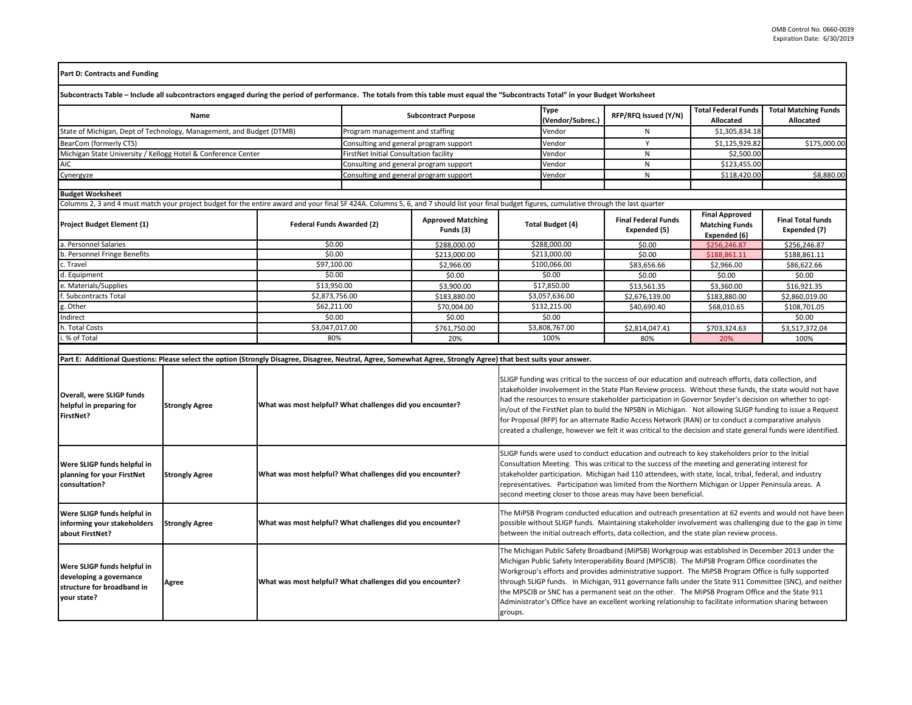OMB Control No. 0660-0039
Expiration Date: 6/30/2019

**Part D: Contracts and Funding**

**Subcontracts Table – Include all subcontractors engaged during the period of performance. The totals from this table must equal the "Subcontracts Total" in your Budget Worksheet**

| Name | Subcontract Purpose | Type (Vendor/Subrec.) | RFP/RFQ Issued (Y/N) | Total Federal Funds Allocated | Total Matching Funds Allocated |
|---|---|---|---|---|---|
| State of Michigan, Dept of Technology, Management, and Budget (DTMB) | Program management and staffing | Vendor | N | $1,305,834.18 | |
| BearCom (formerly CTS) | Consulting and general program support | Vendor | Y | $1,125,929.82 | $175,000.00 |
| Michigan State University / Kellogg Hotel & Conference Center | FirstNet Initial Consultation facility | Vendor | N | $2,500.00 | |
| AIC | Consulting and general program support | Vendor | N | $123,455.00 | |
| Cynergyze | Consulting and general program support | Vendor | N | $118,420.00 | $8,880.00 |

**Budget Worksheet**

Columns 2, 3 and 4 must match your project budget for the entire award and your final SF 424A. Columns 5, 6, and 7 should list your final budget figures, cumulative through the last quarter

| Project Budget Element (1) | Federal Funds Awarded (2) | Approved Matching Funds (3) | Total Budget (4) | Final Federal Funds Expended (5) | Final Approved Matching Funds Expended (6) | Final Total funds Expended (7) |
|---|---|---|---|---|---|---|
| a. Personnel Salaries | $0.00 | $288,000.00 | $288,000.00 | $0.00 | $256,246.87 | $256,246.87 |
| b. Personnel Fringe Benefits | $0.00 | $213,000.00 | $213,000.00 | $0.00 | $188,861.11 | $188,861.11 |
| c. Travel | $97,100.00 | $2,966.00 | $100,066.00 | $83,656.66 | $2,966.00 | $86,622.66 |
| d. Equipment | $0.00 | $0.00 | $0.00 | $0.00 | $0.00 | $0.00 |
| e. Materials/Supplies | $13,950.00 | $3,900.00 | $17,850.00 | $13,561.35 | $3,360.00 | $16,921.35 |
| f. Subcontracts Total | $2,873,756.00 | $183,880.00 | $3,057,636.00 | $2,676,139.00 | $183,880.00 | $2,860,019.00 |
| g. Other | $62,211.00 | $70,004.00 | $132,215.00 | $40,690.40 | $68,010.65 | $108,701.05 |
| Indirect | $0.00 | $0.00 | $0.00 | | | $0.00 |
| h. Total Costs | $3,047,017.00 | $761,750.00 | $3,808,767.00 | $2,814,047.41 | $703,324.63 | $3,517,372.04 |
| i. % of Total | 80% | 20% | 100% | 80% | 20% | 100% |

**Part E: Additional Questions: Please select the option (Strongly Disagree, Disagree, Neutral, Agree, Somewhat Agree, Strongly Agree) that best suits your answer.**

| Question | Answer | Follow-up | Response |
|---|---|---|---|
| **Overall, were SLIGP funds helpful in preparing for FirstNet?** | **Strongly Agree** | **What was most helpful? What challenges did you encounter?** | SLIGP funding was critical to the success of our education and outreach efforts, data collection, and stakeholder involvement in the State Plan Review process. Without these funds, the state would not have had the resources to ensure stakeholder participation in Governor Snyder's decision on whether to opt-in/out of the FirstNet plan to build the NPSBN in Michigan. Not allowing SLIGP funding to issue a Request for Proposal (RFP) for an alternate Radio Access Network (RAN) or to conduct a comparative analysis created a challenge, however we felt it was critical to the decision and state general funds were identified. |
| **Were SLIGP funds helpful in planning for your FirstNet consultation?** | **Strongly Agree** | **What was most helpful? What challenges did you encounter?** | SLIGP funds were used to conduct education and outreach to key stakeholders prior to the Initial Consultation Meeting. This was critical to the success of the meeting and generating interest for stakeholder participation. Michigan had 110 attendees, with state, local, tribal, federal, and industry representatives. Participation was limited from the Northern Michigan or Upper Peninsula areas. A second meeting closer to those areas may have been beneficial. |
| **Were SLIGP funds helpful in informing your stakeholders about FirstNet?** | **Strongly Agree** | **What was most helpful? What challenges did you encounter?** | The MiPSB Program conducted education and outreach presentation at 62 events and would not have been possible without SLIGP funds. Maintaining stakeholder involvement was challenging due to the gap in time between the initial outreach efforts, data collection, and the state plan review process. |
| **Were SLIGP funds helpful in developing a governance structure for broadband in your state?** | **Agree** | **What was most helpful? What challenges did you encounter?** | The Michigan Public Safety Broadband (MiPSB) Workgroup was established in December 2013 under the Michigan Public Safety Interoperability Board (MPSCIB). The MiPSB Program Office coordinates the Workgroup's efforts and provides administrative support. The MiPSB Program Office is fully supported through SLIGP funds. In Michigan, 911 governance falls under the State 911 Committee (SNC), and neither the MPSCIB or SNC has a permanent seat on the other. The MiPSB Program Office and the State 911 Administrator's Office have an excellent working relationship to facilitate information sharing between groups. |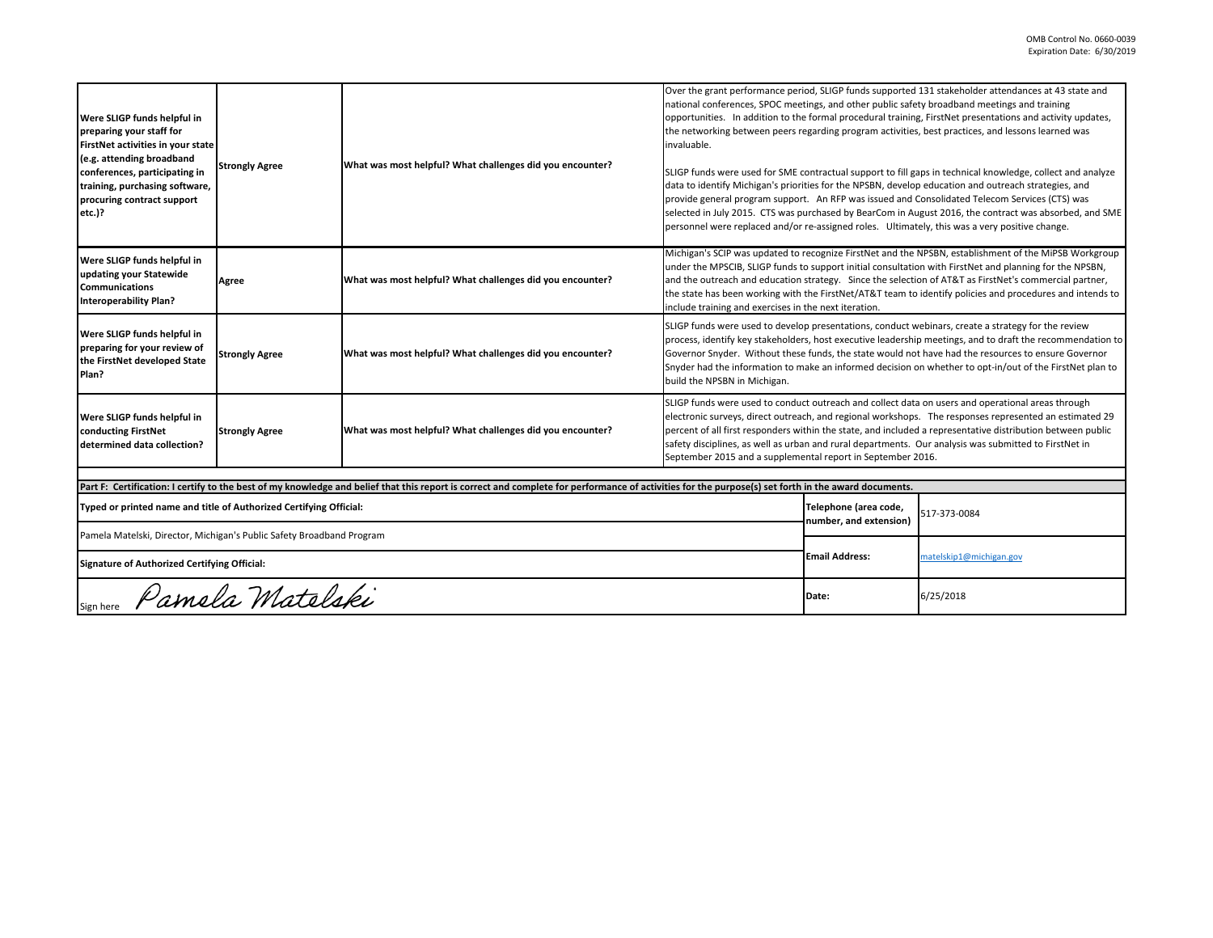| | | | |
|---|---|---|---|
| **Were SLIGP funds helpful in preparing your staff for FirstNet activities in your state (e.g. attending broadband conferences, participating in training, purchasing software, procuring contract support etc.)?** | **Strongly Agree** | **What was most helpful? What challenges did you encounter?** | Over the grant performance period, SLIGP funds supported 131 stakeholder attendances at 43 state and national conferences, SPOC meetings, and other public safety broadband meetings and training opportunities. In addition to the formal procedural training, FirstNet presentations and activity updates, the networking between peers regarding program activities, best practices, and lessons learned was invaluable.<br><br>SLIGP funds were used for SME contractual support to fill gaps in technical knowledge, collect and analyze data to identify Michigan's priorities for the NPSBN, develop education and outreach strategies, and provide general program support. An RFP was issued and Consolidated Telecom Services (CTS) was selected in July 2015. CTS was purchased by BearCom in August 2016, the contract was absorbed, and SME personnel were replaced and/or re-assigned roles. Ultimately, this was a very positive change. |
| **Were SLIGP funds helpful in updating your Statewide Communications Interoperability Plan?** | **Agree** | **What was most helpful? What challenges did you encounter?** | Michigan's SCIP was updated to recognize FirstNet and the NPSBN, establishment of the MiPSB Workgroup under the MPSCIB, SLIGP funds to support initial consultation with FirstNet and planning for the NPSBN, and the outreach and education strategy. Since the selection of AT&T as FirstNet's commercial partner, the state has been working with the FirstNet/AT&T team to identify policies and procedures and intends to include training and exercises in the next iteration. |
| **Were SLIGP funds helpful in preparing for your review of the FirstNet developed State Plan?** | **Strongly Agree** | **What was most helpful? What challenges did you encounter?** | SLIGP funds were used to develop presentations, conduct webinars, create a strategy for the review process, identify key stakeholders, host executive leadership meetings, and to draft the recommendation to Governor Snyder. Without these funds, the state would not have had the resources to ensure Governor Snyder had the information to make an informed decision on whether to opt-in/out of the FirstNet plan to build the NPSBN in Michigan. |
| **Were SLIGP funds helpful in conducting FirstNet determined data collection?** | **Strongly Agree** | **What was most helpful? What challenges did you encounter?** | SLIGP funds were used to conduct outreach and collect data on users and operational areas through electronic surveys, direct outreach, and regional workshops. The responses represented an estimated 29 percent of all first responders within the state, and included a representative distribution between public safety disciplines, as well as urban and rural departments. Our analysis was submitted to FirstNet in September 2015 and a supplemental report in September 2016. |

**Part F: Certification: I certify to the best of my knowledge and belief that this report is correct and complete for performance of activities for the purpose(s) set forth in the award documents.**

| | | |
|---|---|---|
| **Typed or printed name and title of Authorized Certifying Official:** | **Telephone (area code, number, and extension)** | 517-373-0084 |
| Pamela Matelski, Director, Michigan's Public Safety Broadband Program | | |
| **Signature of Authorized Certifying Official:** | **Email Address:** | matelskip1@michigan.gov |
| Sign here *Pamela Matelski* | **Date:** | 6/25/2018 |